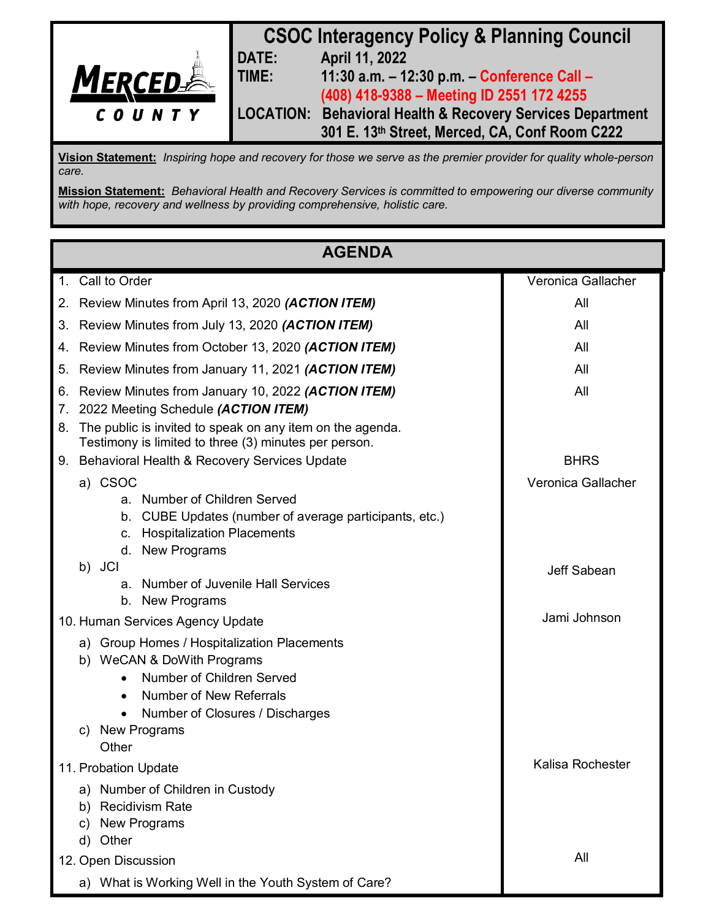MERCED COUNTY

# CSOC Interagency Policy & Planning Council

**DATE:** April 11, 2022

**TIME:** 11:30 a.m. – 12:30 p.m. – Conference Call – (408) 418-9388 – Meeting ID 2551 172 4255

**LOCATION:** Behavioral Health & Recovery Services Department 301 E. 13th Street, Merced, CA, Conf Room C222

**Vision Statement:** *Inspiring hope and recovery for those we serve as the premier provider for quality whole-person care.*

**Mission Statement:** *Behavioral Health and Recovery Services is committed to empowering our diverse community with hope, recovery and wellness by providing comprehensive, holistic care.*

## AGENDA

| Item | Presenter |
| --- | --- |
| 1. Call to Order | Veronica Gallacher |
| 2. Review Minutes from April 13, 2020 ***(ACTION ITEM)*** | All |
| 3. Review Minutes from July 13, 2020 ***(ACTION ITEM)*** | All |
| 4. Review Minutes from October 13, 2020 ***(ACTION ITEM)*** | All |
| 5. Review Minutes from January 11, 2021 ***(ACTION ITEM)*** | All |
| 6. Review Minutes from January 10, 2022 ***(ACTION ITEM)*** | All |
| 7. 2022 Meeting Schedule ***(ACTION ITEM)*** | |
| 8. The public is invited to speak on any item on the agenda. Testimony is limited to three (3) minutes per person. | |
| 9. Behavioral Health & Recovery Services Update | BHRS |
| a) CSOC<br>a. Number of Children Served<br>b. CUBE Updates (number of average participants, etc.)<br>c. Hospitalization Placements<br>d. New Programs | Veronica Gallacher |
| b) JCI<br>a. Number of Juvenile Hall Services<br>b. New Programs | Jeff Sabean |
| 10. Human Services Agency Update<br>a) Group Homes / Hospitalization Placements<br>b) WeCAN & DoWith Programs<br>• Number of Children Served<br>• Number of New Referrals<br>• Number of Closures / Discharges<br>c) New Programs<br>Other | Jami Johnson |
| 11. Probation Update<br>a) Number of Children in Custody<br>b) Recidivism Rate<br>c) New Programs<br>d) Other | Kalisa Rochester |
| 12. Open Discussion<br>a) What is Working Well in the Youth System of Care? | All |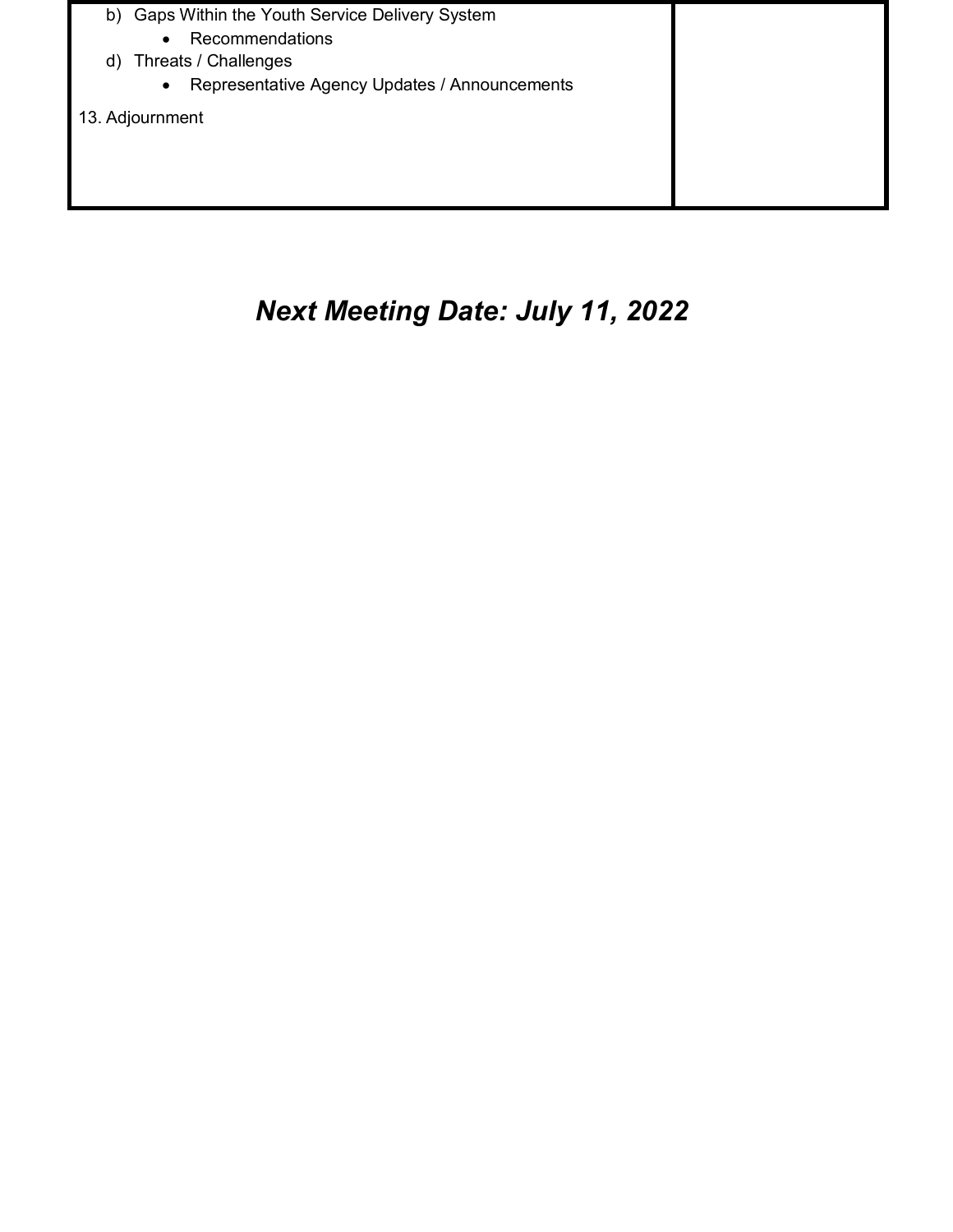| | |
|---|---|
| b) Gaps Within the Youth Service Delivery System<br>• Recommendations<br>d) Threats / Challenges<br>• Representative Agency Updates / Announcements<br><br>13. Adjournment | |

## ***Next Meeting Date: July 11, 2022***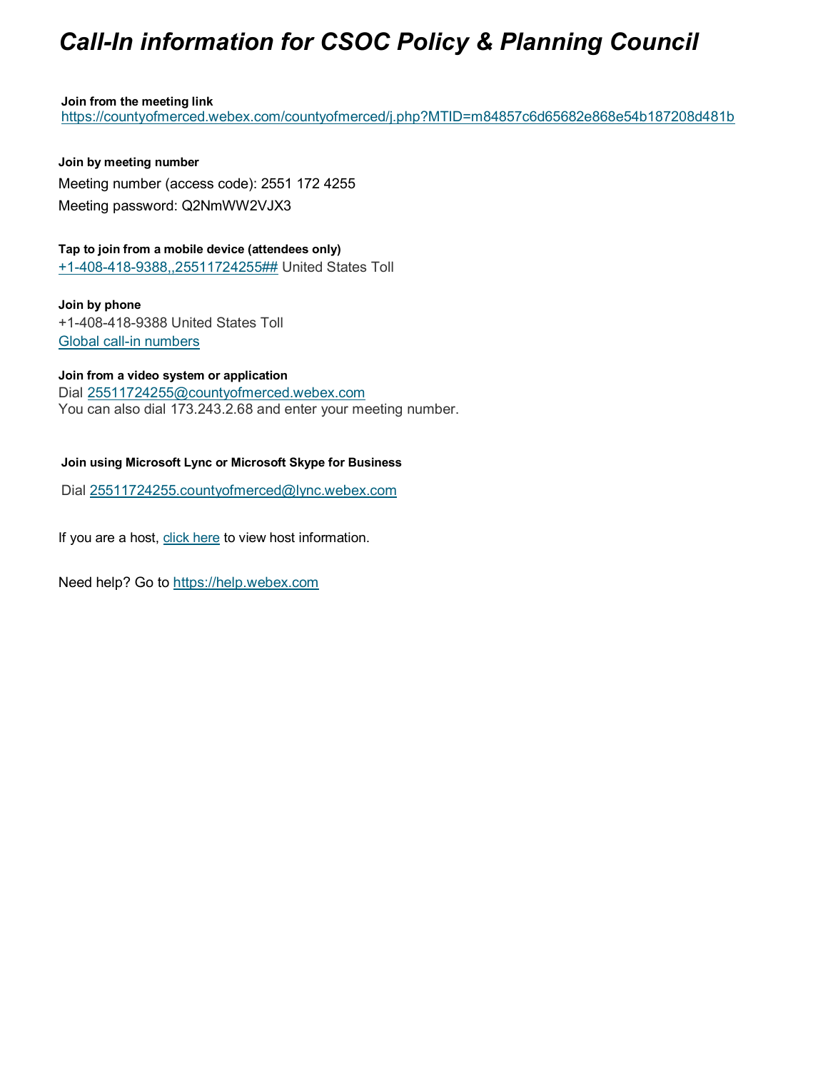# *Call-In information for CSOC Policy & Planning Council*

**Join from the meeting link**
https://countyofmerced.webex.com/countyofmerced/j.php?MTID=m84857c6d65682e868e54b187208d481b

**Join by meeting number**
Meeting number (access code): 2551 172 4255
Meeting password: Q2NmWW2VJX3

**Tap to join from a mobile device (attendees only)**
+1-408-418-9388,,25511724255## United States Toll

**Join by phone**
+1-408-418-9388 United States Toll
Global call-in numbers

**Join from a video system or application**
Dial 25511724255@countyofmerced.webex.com
You can also dial 173.243.2.68 and enter your meeting number.

**Join using Microsoft Lync or Microsoft Skype for Business**

Dial 25511724255.countyofmerced@lync.webex.com

If you are a host, click here to view host information.

Need help? Go to https://help.webex.com